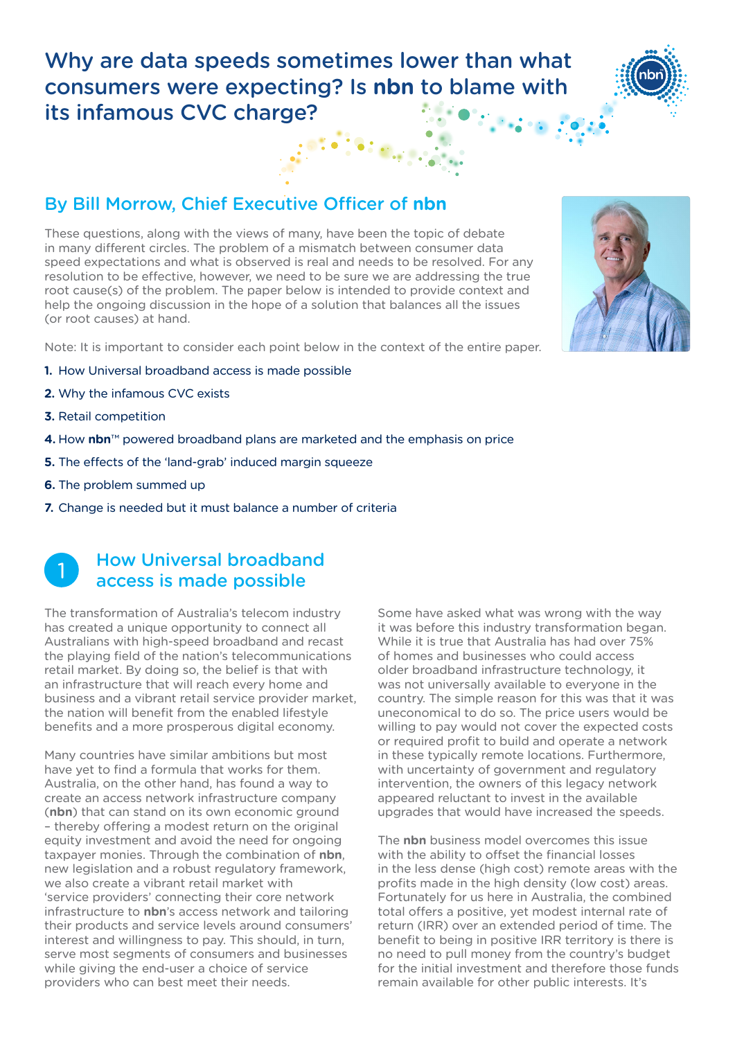# Why are data speeds sometimes lower than what consumers were expecting? Is **nbn** to blame with its infamous CVC charge?

## By Bill Morrow, Chief Executive Officer of **nbn**

These questions, along with the views of many, have been the topic of debate in many different circles. The problem of a mismatch between consumer data speed expectations and what is observed is real and needs to be resolved. For any resolution to be effective, however, we need to be sure we are addressing the true root cause(s) of the problem. The paper below is intended to provide context and help the ongoing discussion in the hope of a solution that balances all the issues (or root causes) at hand.

Note: It is important to consider each point below in the context of the entire paper.

1. How Universal broadband access is made possible
2. Why the infamous CVC exists
3. Retail competition
4. How **nbn**™ powered broadband plans are marketed and the emphasis on price
5. The effects of the 'land-grab' induced margin squeeze
6. The problem summed up
7. Change is needed but it must balance a number of criteria

## 1 How Universal broadband access is made possible

The transformation of Australia's telecom industry has created a unique opportunity to connect all Australians with high-speed broadband and recast the playing field of the nation's telecommunications retail market. By doing so, the belief is that with an infrastructure that will reach every home and business and a vibrant retail service provider market, the nation will benefit from the enabled lifestyle benefits and a more prosperous digital economy.

Many countries have similar ambitions but most have yet to find a formula that works for them. Australia, on the other hand, has found a way to create an access network infrastructure company (**nbn**) that can stand on its own economic ground – thereby offering a modest return on the original equity investment and avoid the need for ongoing taxpayer monies. Through the combination of **nbn**, new legislation and a robust regulatory framework, we also create a vibrant retail market with 'service providers' connecting their core network infrastructure to **nbn**'s access network and tailoring their products and service levels around consumers' interest and willingness to pay. This should, in turn, serve most segments of consumers and businesses while giving the end-user a choice of service providers who can best meet their needs.

Some have asked what was wrong with the way it was before this industry transformation began. While it is true that Australia has had over 75% of homes and businesses who could access older broadband infrastructure technology, it was not universally available to everyone in the country. The simple reason for this was that it was uneconomical to do so. The price users would be willing to pay would not cover the expected costs or required profit to build and operate a network in these typically remote locations. Furthermore, with uncertainty of government and regulatory intervention, the owners of this legacy network appeared reluctant to invest in the available upgrades that would have increased the speeds.

The **nbn** business model overcomes this issue with the ability to offset the financial losses in the less dense (high cost) remote areas with the profits made in the high density (low cost) areas. Fortunately for us here in Australia, the combined total offers a positive, yet modest internal rate of return (IRR) over an extended period of time. The benefit to being in positive IRR territory is there is no need to pull money from the country's budget for the initial investment and therefore those funds remain available for other public interests. It's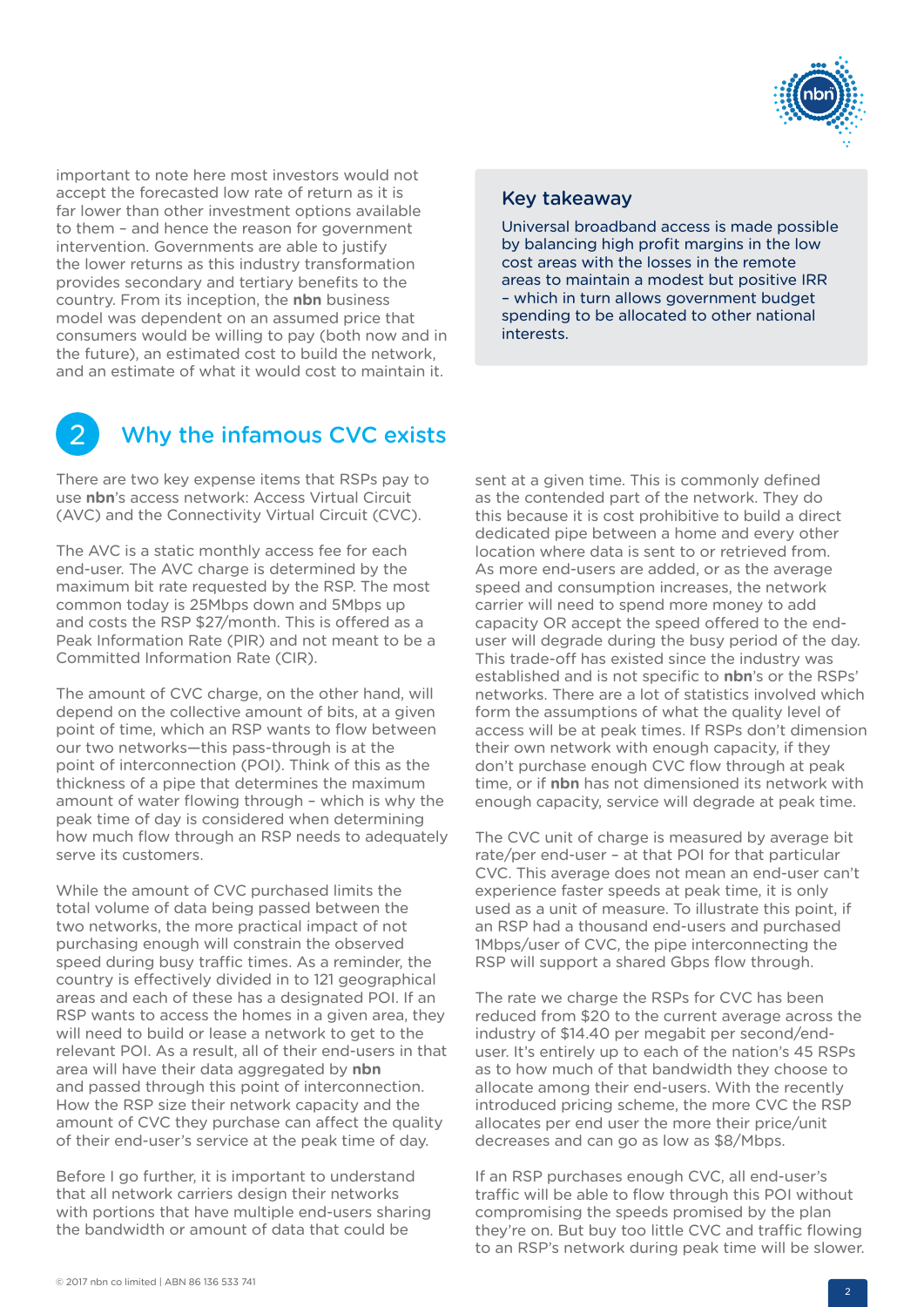important to note here most investors would not accept the forecasted low rate of return as it is far lower than other investment options available to them – and hence the reason for government intervention. Governments are able to justify the lower returns as this industry transformation provides secondary and tertiary benefits to the country. From its inception, the **nbn** business model was dependent on an assumed price that consumers would be willing to pay (both now and in the future), an estimated cost to build the network, and an estimate of what it would cost to maintain it.

### Key takeaway

Universal broadband access is made possible by balancing high profit margins in the low cost areas with the losses in the remote areas to maintain a modest but positive IRR – which in turn allows government budget spending to be allocated to other national interests.

## 2 Why the infamous CVC exists

There are two key expense items that RSPs pay to use **nbn**'s access network: Access Virtual Circuit (AVC) and the Connectivity Virtual Circuit (CVC).

The AVC is a static monthly access fee for each end-user. The AVC charge is determined by the maximum bit rate requested by the RSP. The most common today is 25Mbps down and 5Mbps up and costs the RSP $27/month. This is offered as a Peak Information Rate (PIR) and not meant to be a Committed Information Rate (CIR).

The amount of CVC charge, on the other hand, will depend on the collective amount of bits, at a given point of time, which an RSP wants to flow between our two networks—this pass-through is at the point of interconnection (POI). Think of this as the thickness of a pipe that determines the maximum amount of water flowing through – which is why the peak time of day is considered when determining how much flow through an RSP needs to adequately serve its customers.

While the amount of CVC purchased limits the total volume of data being passed between the two networks, the more practical impact of not purchasing enough will constrain the observed speed during busy traffic times. As a reminder, the country is effectively divided in to 121 geographical areas and each of these has a designated POI. If an RSP wants to access the homes in a given area, they will need to build or lease a network to get to the relevant POI. As a result, all of their end-users in that area will have their data aggregated by **nbn** and passed through this point of interconnection. How the RSP size their network capacity and the amount of CVC they purchase can affect the quality of their end-user's service at the peak time of day.

Before I go further, it is important to understand that all network carriers design their networks with portions that have multiple end-users sharing the bandwidth or amount of data that could be sent at a given time. This is commonly defined as the contended part of the network. They do this because it is cost prohibitive to build a direct dedicated pipe between a home and every other location where data is sent to or retrieved from. As more end-users are added, or as the average speed and consumption increases, the network carrier will need to spend more money to add capacity OR accept the speed offered to the end-user will degrade during the busy period of the day. This trade-off has existed since the industry was established and is not specific to **nbn**'s or the RSPs' networks. There are a lot of statistics involved which form the assumptions of what the quality level of access will be at peak times. If RSPs don't dimension their own network with enough capacity, if they don't purchase enough CVC flow through at peak time, or if **nbn** has not dimensioned its network with enough capacity, service will degrade at peak time.

The CVC unit of charge is measured by average bit rate/per end-user – at that POI for that particular CVC. This average does not mean an end-user can't experience faster speeds at peak time, it is only used as a unit of measure. To illustrate this point, if an RSP had a thousand end-users and purchased 1Mbps/user of CVC, the pipe interconnecting the RSP will support a shared Gbps flow through.

The rate we charge the RSPs for CVC has been reduced from $20 to the current average across the industry of $14.40 per megabit per second/end-user. It's entirely up to each of the nation's 45 RSPs as to how much of that bandwidth they choose to allocate among their end-users. With the recently introduced pricing scheme, the more CVC the RSP allocates per end user the more their price/unit decreases and can go as low as $8/Mbps.

If an RSP purchases enough CVC, all end-user's traffic will be able to flow through this POI without compromising the speeds promised by the plan they're on. But buy too little CVC and traffic flowing to an RSP's network during peak time will be slower.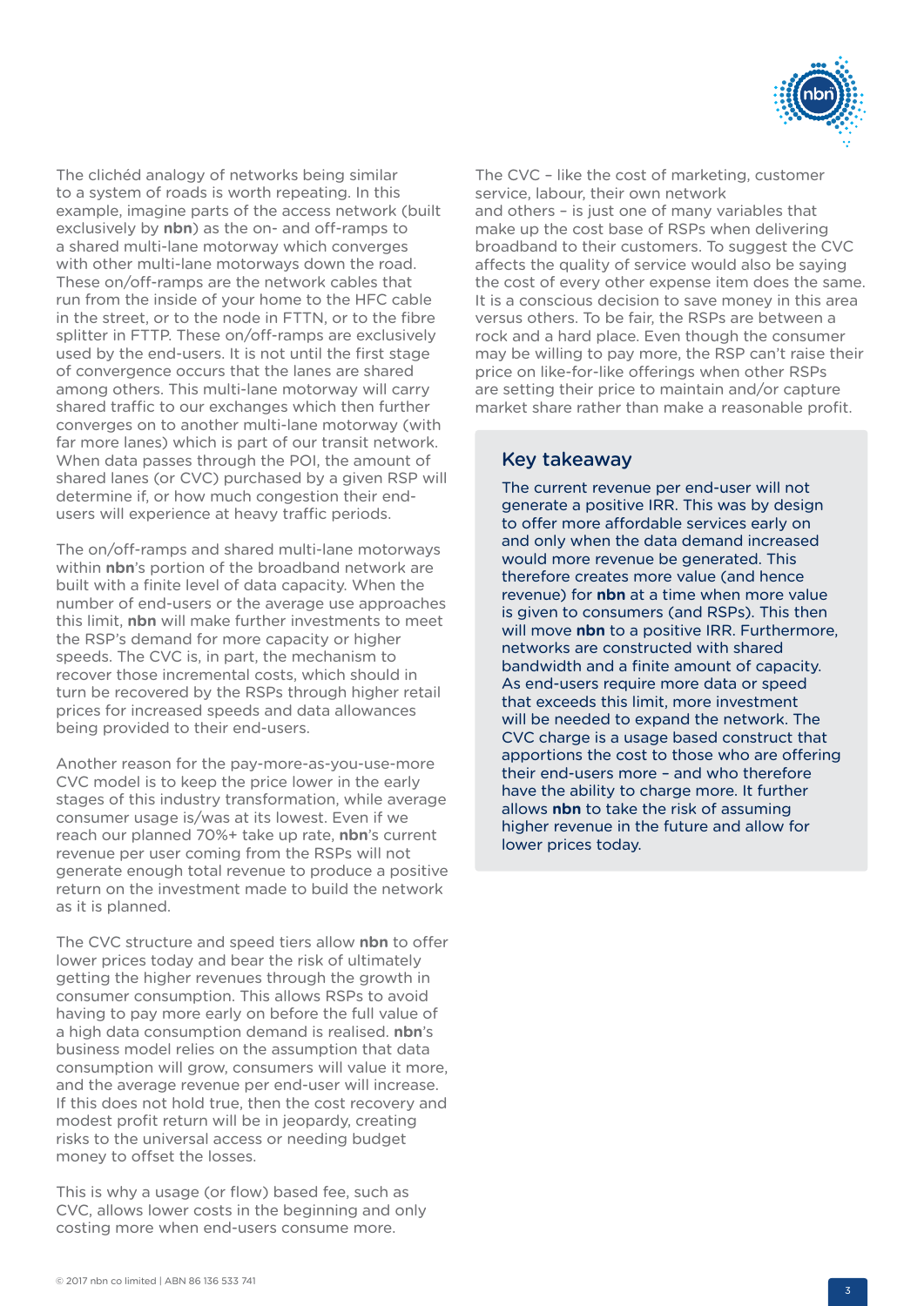The clichéd analogy of networks being similar to a system of roads is worth repeating. In this example, imagine parts of the access network (built exclusively by **nbn**) as the on- and off-ramps to a shared multi-lane motorway which converges with other multi-lane motorways down the road. These on/off-ramps are the network cables that run from the inside of your home to the HFC cable in the street, or to the node in FTTN, or to the fibre splitter in FTTP. These on/off-ramps are exclusively used by the end-users. It is not until the first stage of convergence occurs that the lanes are shared among others. This multi-lane motorway will carry shared traffic to our exchanges which then further converges on to another multi-lane motorway (with far more lanes) which is part of our transit network. When data passes through the POI, the amount of shared lanes (or CVC) purchased by a given RSP will determine if, or how much congestion their end-users will experience at heavy traffic periods.

The on/off-ramps and shared multi-lane motorways within **nbn**'s portion of the broadband network are built with a finite level of data capacity. When the number of end-users or the average use approaches this limit, **nbn** will make further investments to meet the RSP's demand for more capacity or higher speeds. The CVC is, in part, the mechanism to recover those incremental costs, which should in turn be recovered by the RSPs through higher retail prices for increased speeds and data allowances being provided to their end-users.

Another reason for the pay-more-as-you-use-more CVC model is to keep the price lower in the early stages of this industry transformation, while average consumer usage is/was at its lowest. Even if we reach our planned 70%+ take up rate, **nbn**'s current revenue per user coming from the RSPs will not generate enough total revenue to produce a positive return on the investment made to build the network as it is planned.

The CVC structure and speed tiers allow **nbn** to offer lower prices today and bear the risk of ultimately getting the higher revenues through the growth in consumer consumption. This allows RSPs to avoid having to pay more early on before the full value of a high data consumption demand is realised. **nbn**'s business model relies on the assumption that data consumption will grow, consumers will value it more, and the average revenue per end-user will increase. If this does not hold true, then the cost recovery and modest profit return will be in jeopardy, creating risks to the universal access or needing budget money to offset the losses.

This is why a usage (or flow) based fee, such as CVC, allows lower costs in the beginning and only costing more when end-users consume more.

The CVC – like the cost of marketing, customer service, labour, their own network and others – is just one of many variables that make up the cost base of RSPs when delivering broadband to their customers. To suggest the CVC affects the quality of service would also be saying the cost of every other expense item does the same. It is a conscious decision to save money in this area versus others. To be fair, the RSPs are between a rock and a hard place. Even though the consumer may be willing to pay more, the RSP can't raise their price on like-for-like offerings when other RSPs are setting their price to maintain and/or capture market share rather than make a reasonable profit.

## Key takeaway

The current revenue per end-user will not generate a positive IRR. This was by design to offer more affordable services early on and only when the data demand increased would more revenue be generated. This therefore creates more value (and hence revenue) for **nbn** at a time when more value is given to consumers (and RSPs). This then will move **nbn** to a positive IRR. Furthermore, networks are constructed with shared bandwidth and a finite amount of capacity. As end-users require more data or speed that exceeds this limit, more investment will be needed to expand the network. The CVC charge is a usage based construct that apportions the cost to those who are offering their end-users more – and who therefore have the ability to charge more. It further allows **nbn** to take the risk of assuming higher revenue in the future and allow for lower prices today.

© 2017 nbn co limited | ABN 86 136 533 741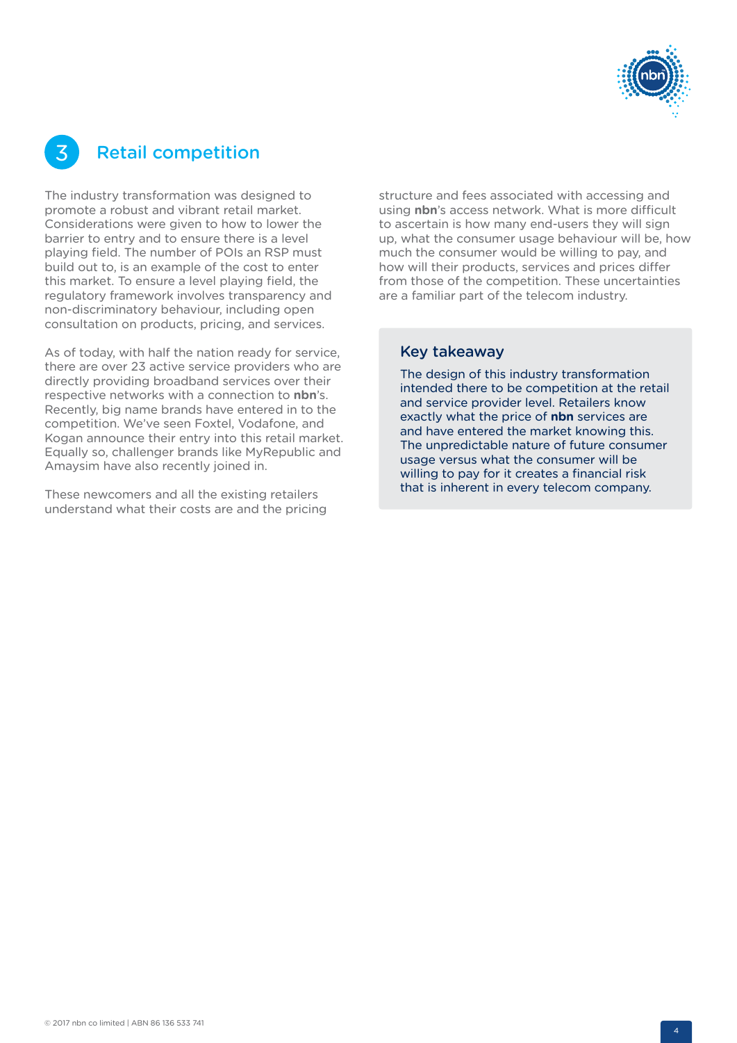## 3 Retail competition

The industry transformation was designed to promote a robust and vibrant retail market. Considerations were given to how to lower the barrier to entry and to ensure there is a level playing field. The number of POIs an RSP must build out to, is an example of the cost to enter this market. To ensure a level playing field, the regulatory framework involves transparency and non-discriminatory behaviour, including open consultation on products, pricing, and services.

As of today, with half the nation ready for service, there are over 23 active service providers who are directly providing broadband services over their respective networks with a connection to **nbn**'s. Recently, big name brands have entered in to the competition. We've seen Foxtel, Vodafone, and Kogan announce their entry into this retail market. Equally so, challenger brands like MyRepublic and Amaysim have also recently joined in.

These newcomers and all the existing retailers understand what their costs are and the pricing structure and fees associated with accessing and using **nbn**'s access network. What is more difficult to ascertain is how many end-users they will sign up, what the consumer usage behaviour will be, how much the consumer would be willing to pay, and how will their products, services and prices differ from those of the competition. These uncertainties are a familiar part of the telecom industry.

### Key takeaway

The design of this industry transformation intended there to be competition at the retail and service provider level. Retailers know exactly what the price of **nbn** services are and have entered the market knowing this. The unpredictable nature of future consumer usage versus what the consumer will be willing to pay for it creates a financial risk that is inherent in every telecom company.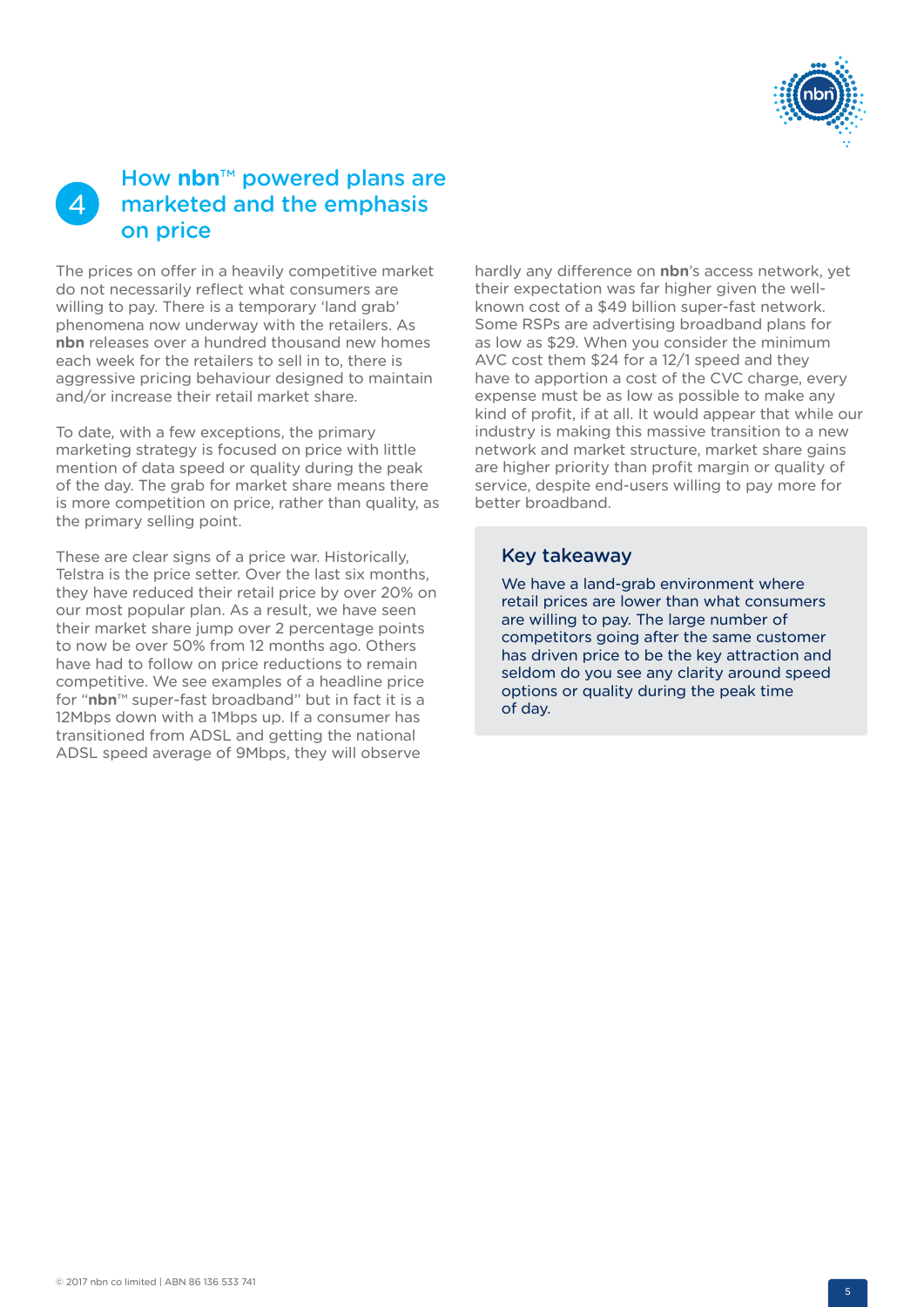## 4 How **nbn**™ powered plans are marketed and the emphasis on price

The prices on offer in a heavily competitive market do not necessarily reflect what consumers are willing to pay. There is a temporary 'land grab' phenomena now underway with the retailers. As **nbn** releases over a hundred thousand new homes each week for the retailers to sell in to, there is aggressive pricing behaviour designed to maintain and/or increase their retail market share.

To date, with a few exceptions, the primary marketing strategy is focused on price with little mention of data speed or quality during the peak of the day. The grab for market share means there is more competition on price, rather than quality, as the primary selling point.

These are clear signs of a price war. Historically, Telstra is the price setter. Over the last six months, they have reduced their retail price by over 20% on our most popular plan. As a result, we have seen their market share jump over 2 percentage points to now be over 50% from 12 months ago. Others have had to follow on price reductions to remain competitive. We see examples of a headline price for "**nbn**™ super-fast broadband" but in fact it is a 12Mbps down with a 1Mbps up. If a consumer has transitioned from ADSL and getting the national ADSL speed average of 9Mbps, they will observe hardly any difference on **nbn**'s access network, yet their expectation was far higher given the well-known cost of a $49 billion super-fast network. Some RSPs are advertising broadband plans for as low as $29. When you consider the minimum AVC cost them $24 for a 12/1 speed and they have to apportion a cost of the CVC charge, every expense must be as low as possible to make any kind of profit, if at all. It would appear that while our industry is making this massive transition to a new network and market structure, market share gains are higher priority than profit margin or quality of service, despite end-users willing to pay more for better broadband.

### Key takeaway

We have a land-grab environment where retail prices are lower than what consumers are willing to pay. The large number of competitors going after the same customer has driven price to be the key attraction and seldom do you see any clarity around speed options or quality during the peak time of day.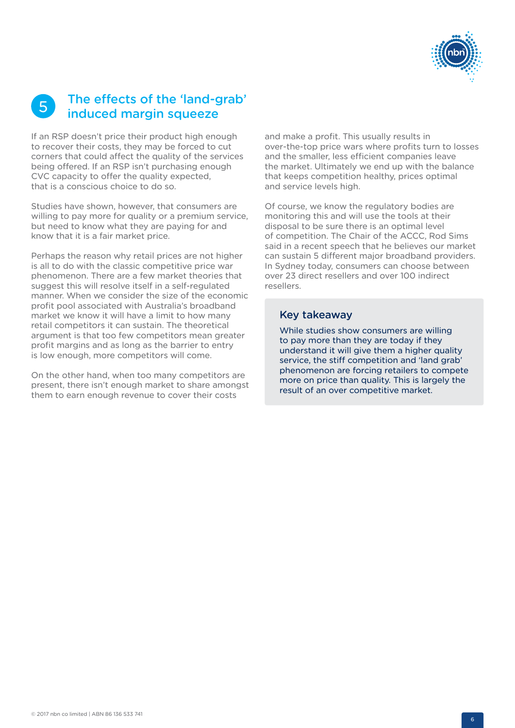## 5 The effects of the 'land-grab' induced margin squeeze

If an RSP doesn't price their product high enough to recover their costs, they may be forced to cut corners that could affect the quality of the services being offered. If an RSP isn't purchasing enough CVC capacity to offer the quality expected, that is a conscious choice to do so.

Studies have shown, however, that consumers are willing to pay more for quality or a premium service, but need to know what they are paying for and know that it is a fair market price.

Perhaps the reason why retail prices are not higher is all to do with the classic competitive price war phenomenon. There are a few market theories that suggest this will resolve itself in a self-regulated manner. When we consider the size of the economic profit pool associated with Australia's broadband market we know it will have a limit to how many retail competitors it can sustain. The theoretical argument is that too few competitors mean greater profit margins and as long as the barrier to entry is low enough, more competitors will come.

On the other hand, when too many competitors are present, there isn't enough market to share amongst them to earn enough revenue to cover their costs and make a profit. This usually results in over-the-top price wars where profits turn to losses and the smaller, less efficient companies leave the market. Ultimately we end up with the balance that keeps competition healthy, prices optimal and service levels high.

Of course, we know the regulatory bodies are monitoring this and will use the tools at their disposal to be sure there is an optimal level of competition. The Chair of the ACCC, Rod Sims said in a recent speech that he believes our market can sustain 5 different major broadband providers. In Sydney today, consumers can choose between over 23 direct resellers and over 100 indirect resellers.

### Key takeaway

While studies show consumers are willing to pay more than they are today if they understand it will give them a higher quality service, the stiff competition and 'land grab' phenomenon are forcing retailers to compete more on price than quality. This is largely the result of an over competitive market.

© 2017 nbn co limited | ABN 86 136 533 741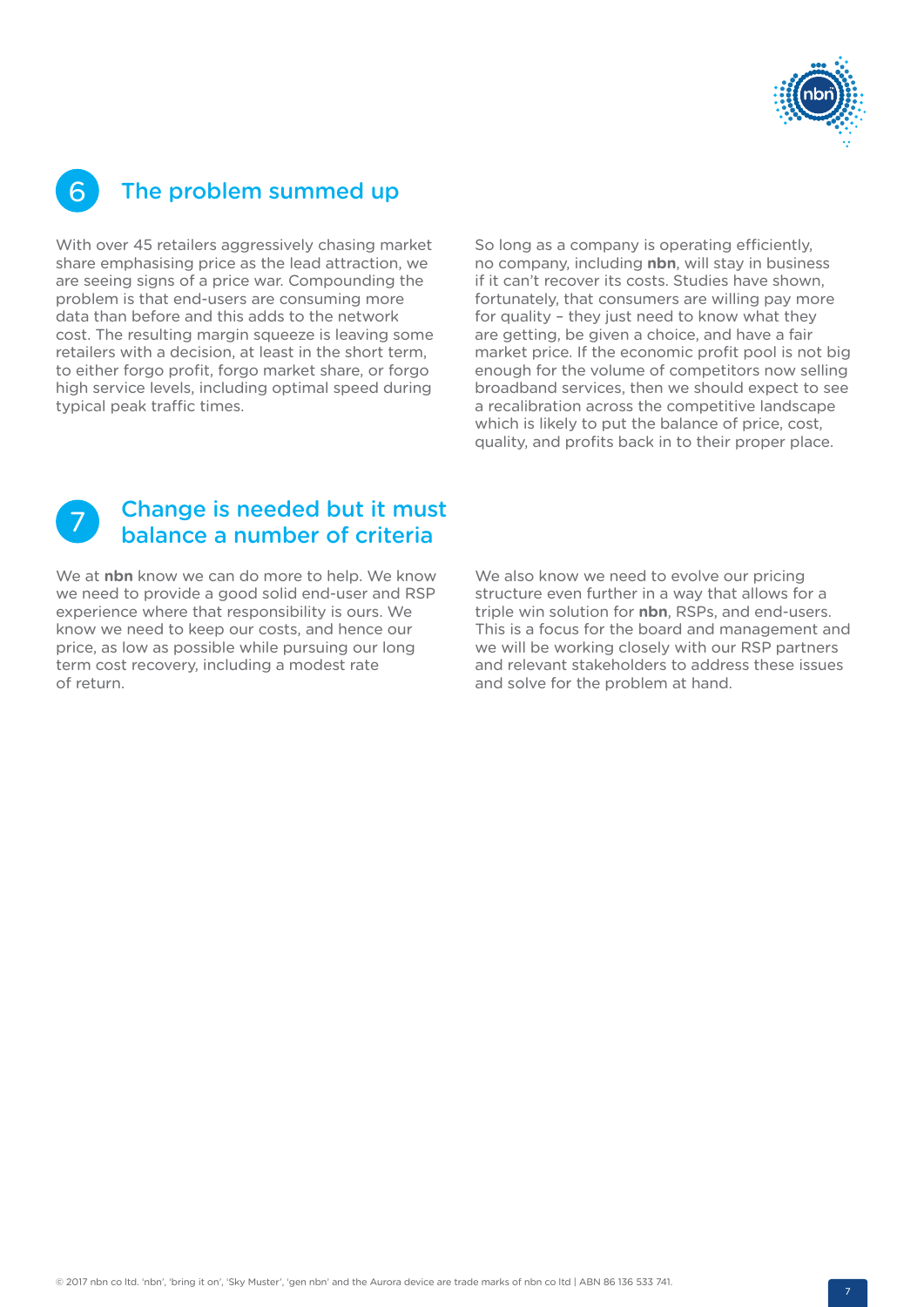## 6 The problem summed up

With over 45 retailers aggressively chasing market share emphasising price as the lead attraction, we are seeing signs of a price war. Compounding the problem is that end-users are consuming more data than before and this adds to the network cost. The resulting margin squeeze is leaving some retailers with a decision, at least in the short term, to either forgo profit, forgo market share, or forgo high service levels, including optimal speed during typical peak traffic times.

So long as a company is operating efficiently, no company, including **nbn**, will stay in business if it can't recover its costs. Studies have shown, fortunately, that consumers are willing pay more for quality – they just need to know what they are getting, be given a choice, and have a fair market price. If the economic profit pool is not big enough for the volume of competitors now selling broadband services, then we should expect to see a recalibration across the competitive landscape which is likely to put the balance of price, cost, quality, and profits back in to their proper place.

## 7 Change is needed but it must balance a number of criteria

We at **nbn** know we can do more to help. We know we need to provide a good solid end-user and RSP experience where that responsibility is ours. We know we need to keep our costs, and hence our price, as low as possible while pursuing our long term cost recovery, including a modest rate of return.

We also know we need to evolve our pricing structure even further in a way that allows for a triple win solution for **nbn**, RSPs, and end-users. This is a focus for the board and management and we will be working closely with our RSP partners and relevant stakeholders to address these issues and solve for the problem at hand.

© 2017 nbn co ltd. 'nbn', 'bring it on', 'Sky Muster', 'gen nbn' and the Aurora device are trade marks of nbn co ltd | ABN 86 136 533 741.